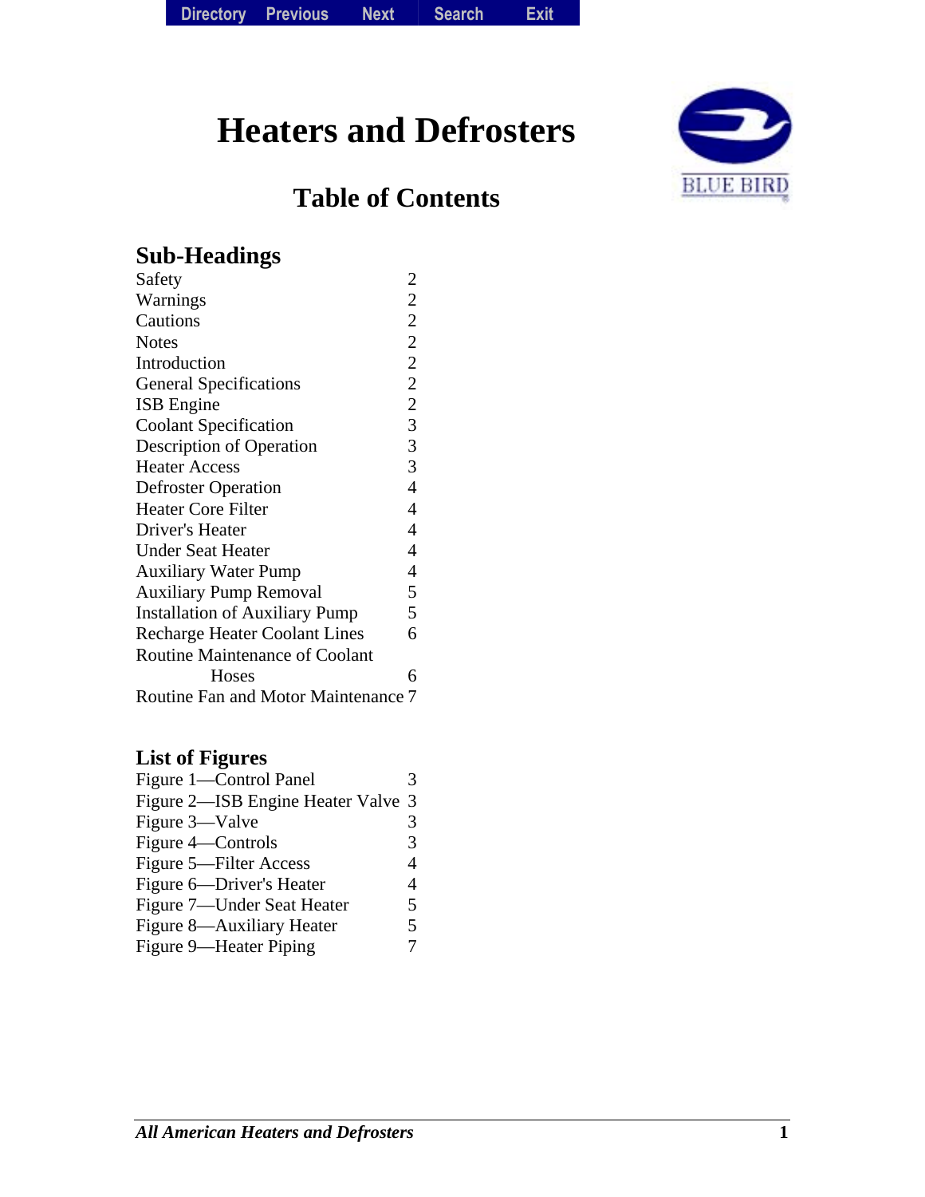# Heaters and Defrosters

## Table of Contents

### Sub-Headings

| | |
|---|---|
| Safety | 2 |
| Warnings | 2 |
| Cautions | 2 |
| Notes | 2 |
| Introduction | 2 |
| General Specifications | 2 |
| ISB Engine | 2 |
| Coolant Specification | 3 |
| Description of Operation | 3 |
| Heater Access | 3 |
| Defroster Operation | 4 |
| Heater Core Filter | 4 |
| Driver's Heater | 4 |
| Under Seat Heater | 4 |
| Auxiliary Water Pump | 4 |
| Auxiliary Pump Removal | 5 |
| Installation of Auxiliary Pump | 5 |
| Recharge Heater Coolant Lines | 6 |
| Routine Maintenance of Coolant Hoses | 6 |
| Routine Fan and Motor Maintenance | 7 |

### List of Figures

| | |
|---|---|
| Figure 1—Control Panel | 3 |
| Figure 2—ISB Engine Heater Valve | 3 |
| Figure 3—Valve | 3 |
| Figure 4—Controls | 3 |
| Figure 5—Filter Access | 4 |
| Figure 6—Driver's Heater | 4 |
| Figure 7—Under Seat Heater | 5 |
| Figure 8—Auxiliary Heater | 5 |
| Figure 9—Heater Piping | 7 |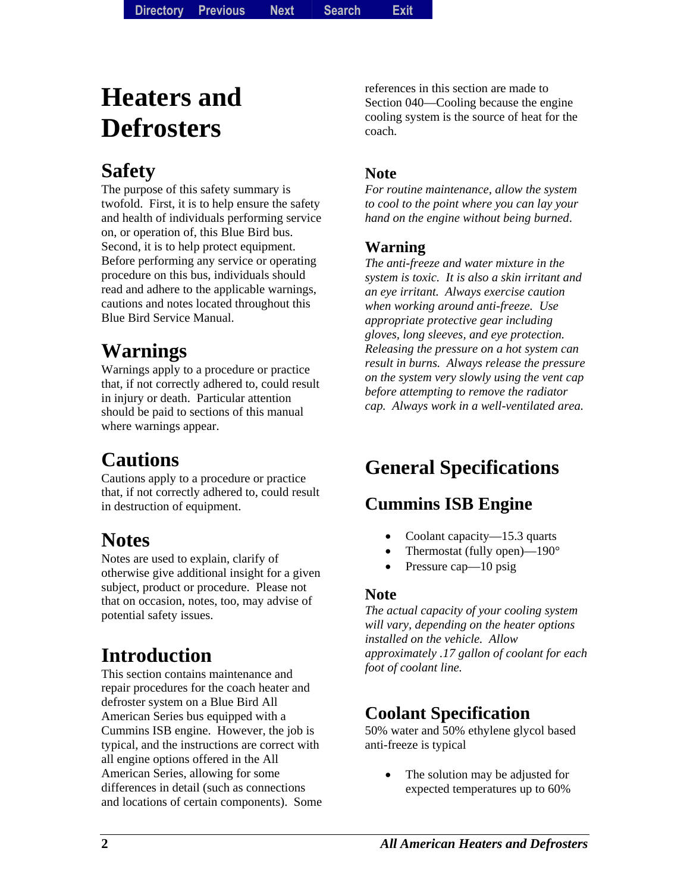# Heaters and Defrosters

## Safety

The purpose of this safety summary is twofold. First, it is to help ensure the safety and health of individuals performing service on, or operation of, this Blue Bird bus. Second, it is to help protect equipment. Before performing any service or operating procedure on this bus, individuals should read and adhere to the applicable warnings, cautions and notes located throughout this Blue Bird Service Manual.

## Warnings

Warnings apply to a procedure or practice that, if not correctly adhered to, could result in injury or death. Particular attention should be paid to sections of this manual where warnings appear.

## Cautions

Cautions apply to a procedure or practice that, if not correctly adhered to, could result in destruction of equipment.

## Notes

Notes are used to explain, clarify of otherwise give additional insight for a given subject, product or procedure. Please not that on occasion, notes, too, may advise of potential safety issues.

## Introduction

This section contains maintenance and repair procedures for the coach heater and defroster system on a Blue Bird All American Series bus equipped with a Cummins ISB engine. However, the job is typical, and the instructions are correct with all engine options offered in the All American Series, allowing for some differences in detail (such as connections and locations of certain components). Some references in this section are made to Section 040—Cooling because the engine cooling system is the source of heat for the coach.

### Note

*For routine maintenance, allow the system to cool to the point where you can lay your hand on the engine without being burned.*

### Warning

*The anti-freeze and water mixture in the system is toxic. It is also a skin irritant and an eye irritant. Always exercise caution when working around anti-freeze. Use appropriate protective gear including gloves, long sleeves, and eye protection. Releasing the pressure on a hot system can result in burns. Always release the pressure on the system very slowly using the vent cap before attempting to remove the radiator cap. Always work in a well-ventilated area.*

## General Specifications

## Cummins ISB Engine

- Coolant capacity—15.3 quarts
- Thermostat (fully open)—190°
- Pressure cap—10 psig

### Note

*The actual capacity of your cooling system will vary, depending on the heater options installed on the vehicle. Allow approximately .17 gallon of coolant for each foot of coolant line.*

## Coolant Specification

50% water and 50% ethylene glycol based anti-freeze is typical

- The solution may be adjusted for expected temperatures up to 60%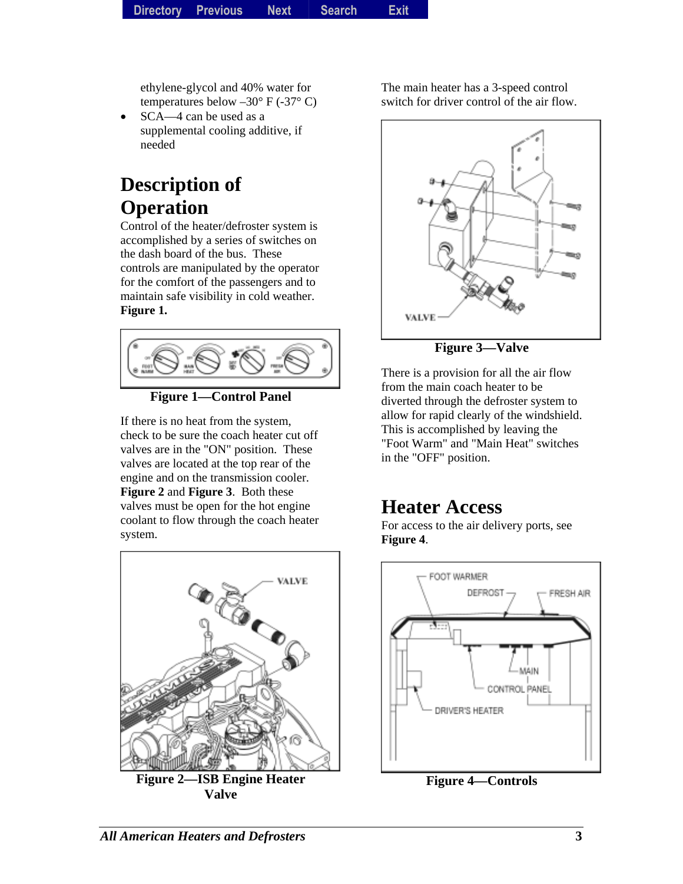ethylene-glycol and 40% water for temperatures below –30° F (-37° C)

- SCA—4 can be used as a supplemental cooling additive, if needed

## Description of Operation

Control of the heater/defroster system is accomplished by a series of switches on the dash board of the bus. These controls are manipulated by the operator for the comfort of the passengers and to maintain safe visibility in cold weather. **Figure 1.**

**Figure 1—Control Panel**

If there is no heat from the system, check to be sure the coach heater cut off valves are in the "ON" position. These valves are located at the top rear of the engine and on the transmission cooler. **Figure 2** and **Figure 3**. Both these valves must be open for the hot engine coolant to flow through the coach heater system.

**Figure 2—ISB Engine Heater Valve**

The main heater has a 3-speed control switch for driver control of the air flow.

**Figure 3—Valve**

There is a provision for all the air flow from the main coach heater to be diverted through the defroster system to allow for rapid clearly of the windshield. This is accomplished by leaving the "Foot Warm" and "Main Heat" switches in the "OFF" position.

## Heater Access

For access to the air delivery ports, see **Figure 4**.

**Figure 4—Controls**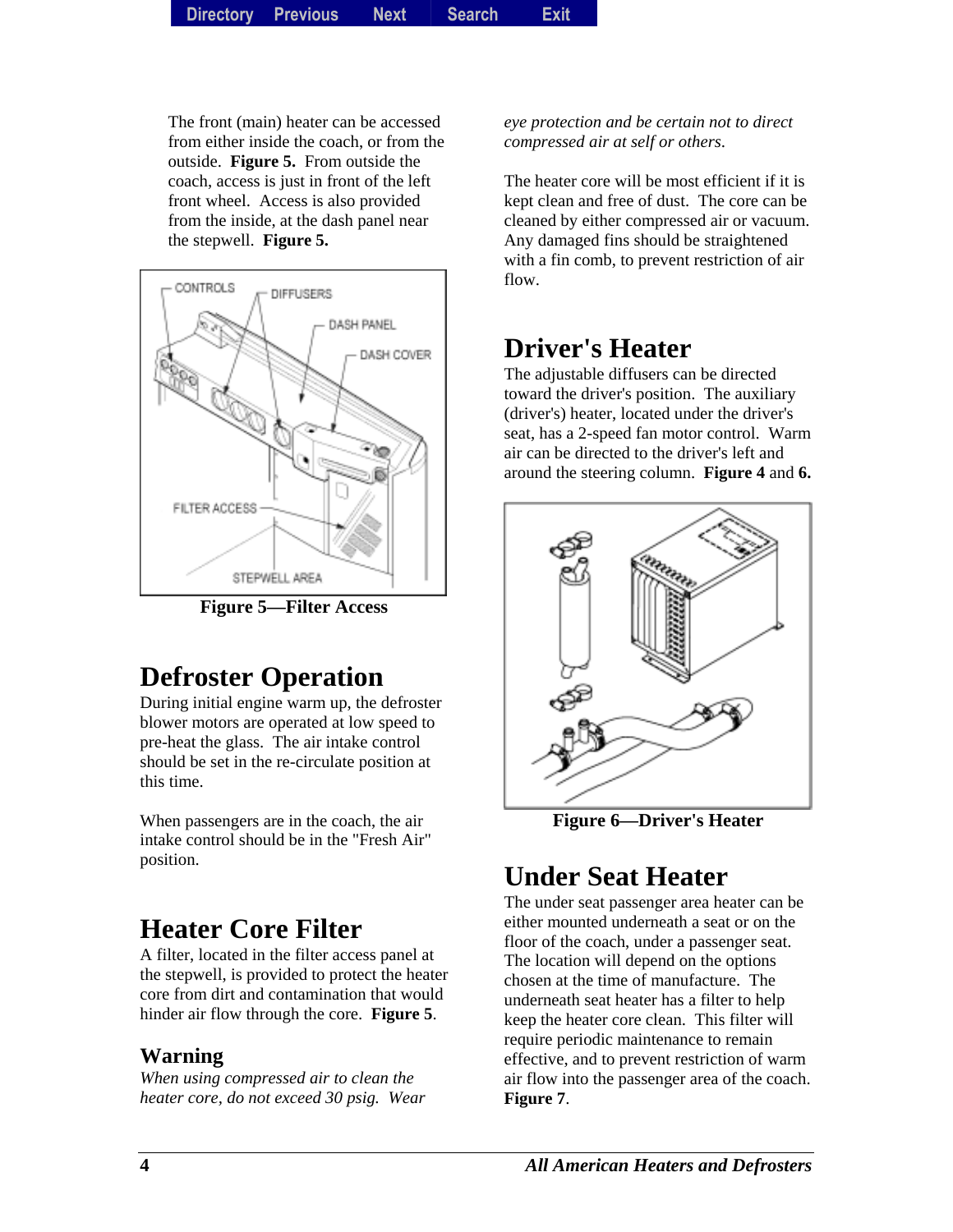The front (main) heater can be accessed from either inside the coach, or from the outside. **Figure 5.** From outside the coach, access is just in front of the left front wheel. Access is also provided from the inside, at the dash panel near the stepwell. **Figure 5.**

**Figure 5—Filter Access**

## Defroster Operation

During initial engine warm up, the defroster blower motors are operated at low speed to pre-heat the glass. The air intake control should be set in the re-circulate position at this time.

When passengers are in the coach, the air intake control should be in the "Fresh Air" position.

## Heater Core Filter

A filter, located in the filter access panel at the stepwell, is provided to protect the heater core from dirt and contamination that would hinder air flow through the core. **Figure 5**.

### Warning

*When using compressed air to clean the heater core, do not exceed 30 psig. Wear eye protection and be certain not to direct compressed air at self or others.*

The heater core will be most efficient if it is kept clean and free of dust. The core can be cleaned by either compressed air or vacuum. Any damaged fins should be straightened with a fin comb, to prevent restriction of air flow.

## Driver's Heater

The adjustable diffusers can be directed toward the driver's position. The auxiliary (driver's) heater, located under the driver's seat, has a 2-speed fan motor control. Warm air can be directed to the driver's left and around the steering column. **Figure 4** and **6.**

**Figure 6—Driver's Heater**

## Under Seat Heater

The under seat passenger area heater can be either mounted underneath a seat or on the floor of the coach, under a passenger seat. The location will depend on the options chosen at the time of manufacture. The underneath seat heater has a filter to help keep the heater core clean. This filter will require periodic maintenance to remain effective, and to prevent restriction of warm air flow into the passenger area of the coach. **Figure 7**.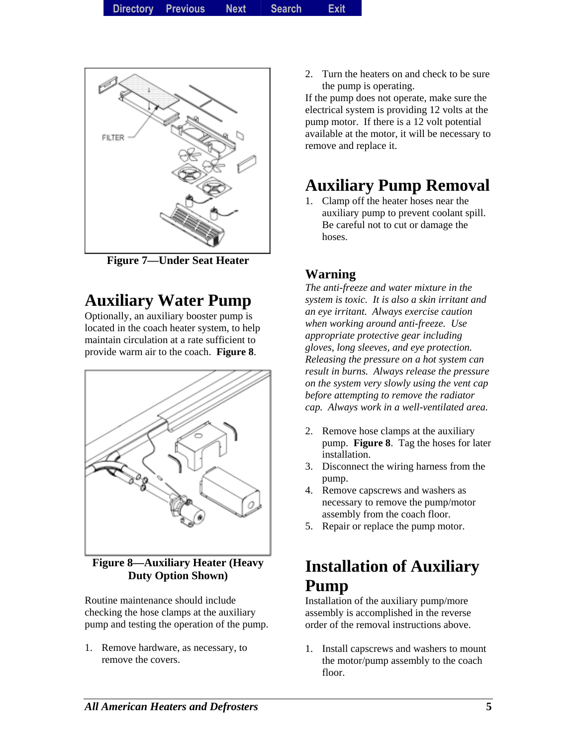Figure 7—Under Seat Heater

## Auxiliary Water Pump

Optionally, an auxiliary booster pump is located in the coach heater system, to help maintain circulation at a rate sufficient to provide warm air to the coach. **Figure 8**.

Figure 8—Auxiliary Heater (Heavy Duty Option Shown)

Routine maintenance should include checking the hose clamps at the auxiliary pump and testing the operation of the pump.

1. Remove hardware, as necessary, to remove the covers.
2. Turn the heaters on and check to be sure the pump is operating.

If the pump does not operate, make sure the electrical system is providing 12 volts at the pump motor. If there is a 12 volt potential available at the motor, it will be necessary to remove and replace it.

## Auxiliary Pump Removal

1. Clamp off the heater hoses near the auxiliary pump to prevent coolant spill. Be careful not to cut or damage the hoses.

### Warning

*The anti-freeze and water mixture in the system is toxic. It is also a skin irritant and an eye irritant. Always exercise caution when working around anti-freeze. Use appropriate protective gear including gloves, long sleeves, and eye protection. Releasing the pressure on a hot system can result in burns. Always release the pressure on the system very slowly using the vent cap before attempting to remove the radiator cap. Always work in a well-ventilated area.*

2. Remove hose clamps at the auxiliary pump. **Figure 8**. Tag the hoses for later installation.
3. Disconnect the wiring harness from the pump.
4. Remove capscrews and washers as necessary to remove the pump/motor assembly from the coach floor.
5. Repair or replace the pump motor.

## Installation of Auxiliary Pump

Installation of the auxiliary pump/more assembly is accomplished in the reverse order of the removal instructions above.

1. Install capscrews and washers to mount the motor/pump assembly to the coach floor.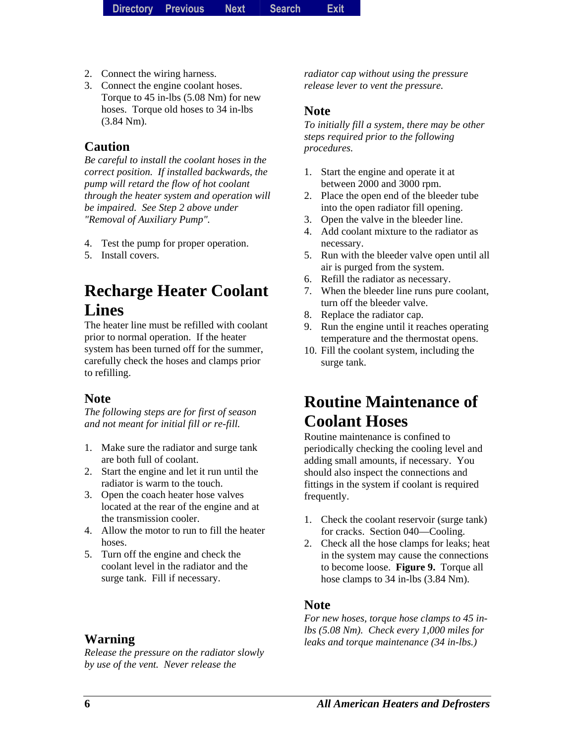2. Connect the wiring harness.
3. Connect the engine coolant hoses. Torque to 45 in-lbs (5.08 Nm) for new hoses. Torque old hoses to 34 in-lbs (3.84 Nm).

### Caution

*Be careful to install the coolant hoses in the correct position. If installed backwards, the pump will retard the flow of hot coolant through the heater system and operation will be impaired. See Step 2 above under "Removal of Auxiliary Pump".*

4. Test the pump for proper operation.
5. Install covers.

## Recharge Heater Coolant Lines

The heater line must be refilled with coolant prior to normal operation. If the heater system has been turned off for the summer, carefully check the hoses and clamps prior to refilling.

### Note

*The following steps are for first of season and not meant for initial fill or re-fill.*

1. Make sure the radiator and surge tank are both full of coolant.
2. Start the engine and let it run until the radiator is warm to the touch.
3. Open the coach heater hose valves located at the rear of the engine and at the transmission cooler.
4. Allow the motor to run to fill the heater hoses.
5. Turn off the engine and check the coolant level in the radiator and the surge tank. Fill if necessary.

### Warning

*Release the pressure on the radiator slowly by use of the vent. Never release the radiator cap without using the pressure release lever to vent the pressure.*

### Note

*To initially fill a system, there may be other steps required prior to the following procedures.*

1. Start the engine and operate it at between 2000 and 3000 rpm.
2. Place the open end of the bleeder tube into the open radiator fill opening.
3. Open the valve in the bleeder line.
4. Add coolant mixture to the radiator as necessary.
5. Run with the bleeder valve open until all air is purged from the system.
6. Refill the radiator as necessary.
7. When the bleeder line runs pure coolant, turn off the bleeder valve.
8. Replace the radiator cap.
9. Run the engine until it reaches operating temperature and the thermostat opens.
10. Fill the coolant system, including the surge tank.

## Routine Maintenance of Coolant Hoses

Routine maintenance is confined to periodically checking the cooling level and adding small amounts, if necessary. You should also inspect the connections and fittings in the system if coolant is required frequently.

1. Check the coolant reservoir (surge tank) for cracks. Section 040—Cooling.
2. Check all the hose clamps for leaks; heat in the system may cause the connections to become loose. **Figure 9.** Torque all hose clamps to 34 in-lbs (3.84 Nm).

### Note

*For new hoses, torque hose clamps to 45 in-lbs (5.08 Nm). Check every 1,000 miles for leaks and torque maintenance (34 in-lbs.)*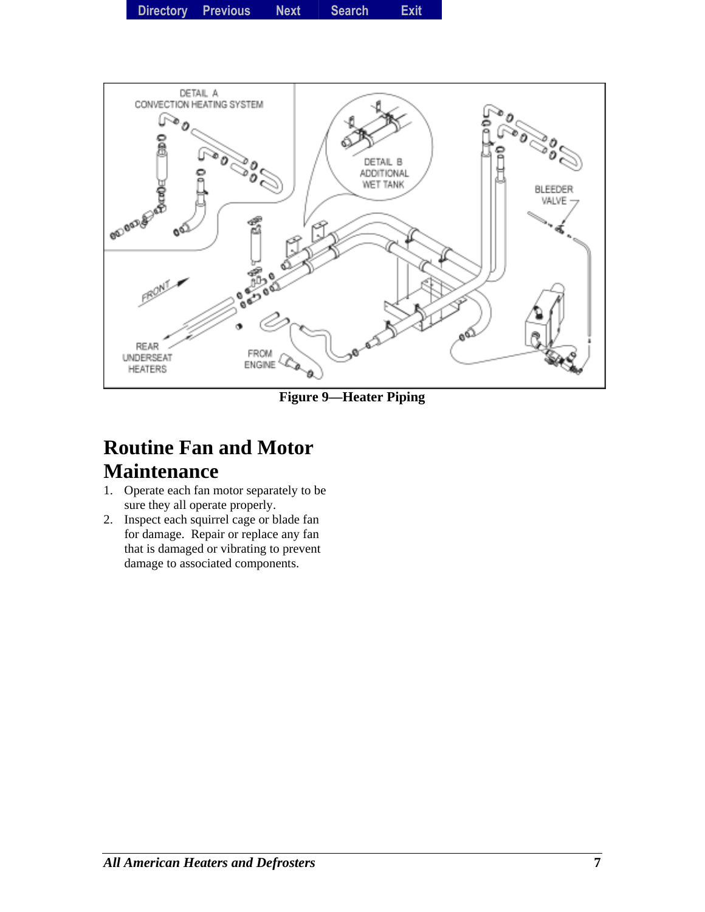Figure 9—Heater Piping

## Routine Fan and Motor Maintenance

1. Operate each fan motor separately to be sure they all operate properly.
2. Inspect each squirrel cage or blade fan for damage. Repair or replace any fan that is damaged or vibrating to prevent damage to associated components.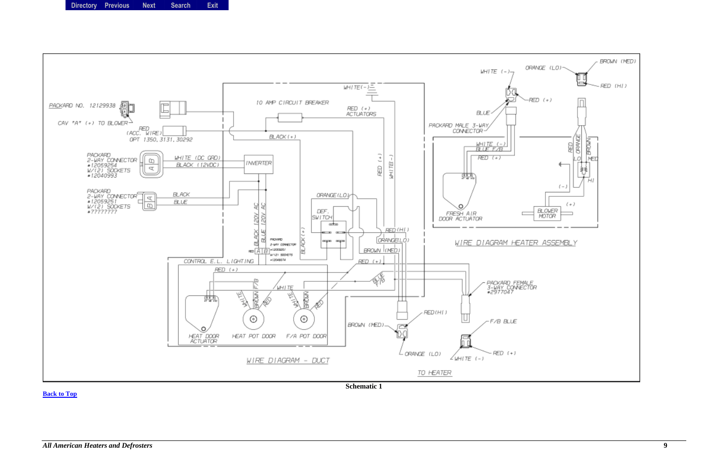PACKARD NO. 12129938

CAV "A" (+) TO BLOWER

RED (ACC. WIRE)

OPT 1350, 3131, 30292

PACKARD 2-WAY CONNECTOR #12059254 W/(2) SOCKETS #12040993

WHITE (DC GRD)

BLACK (12VDC)

INVERTER

PACKARD 2-WAY CONNECTOR #12059251 W/(2) SOCKETS #????????

BLACK

BLUE

WHITE(-)

10 AMP CIRCUIT BREAKER

RED (+) ACTUATORS

BLACK(+)

RED (+)

WHITE(-)

BLACK 120V AC

BLUE 120V AC

PACKARD 2-WAY CONNECTOR #12059251 W/(2) SOCKETS #12048074

RED A B

BLACK(+)

ORANGE(LO)

DEF. SWITCH

RED(HI)

ORANGE(LO)

BROWN (MED)

RED (+)

CONTROL E.L. LIGHTING

RED (+)

WHITE

BROWN F/B

WHITE

RED

WHITE

BROWN

RED

BLUE F/B

HEAT DOOR ACTUATOR

HEAT POT DOOR

F/A POT DOOR

WIRE DIAGRAM - DUCT

PACKARD FEMALE 3-WAY CONNECTOR #2977047

RED(HI)

BROWN (MED)

ORANGE (LO)

F/B BLUE

RED (+)

WHITE (-)

TO HEATER

WHITE (-)

ORANGE (LO)

BROWN (MED)

RED (HI)

RED (+)

BLUE

PACKARD MALE 3-WAY CONNECTOR

WHITE (-)

BLUE F/B

RED (+)

RED

ORANGE

BROWN

LO

MED

HI

(-)

(+)

FRESH AIR DOOR ACTUATOR

BLOWER MOTOR

WIRE DIAGRAM HEATER ASSEMBLY

Schematic 1

Back to Top